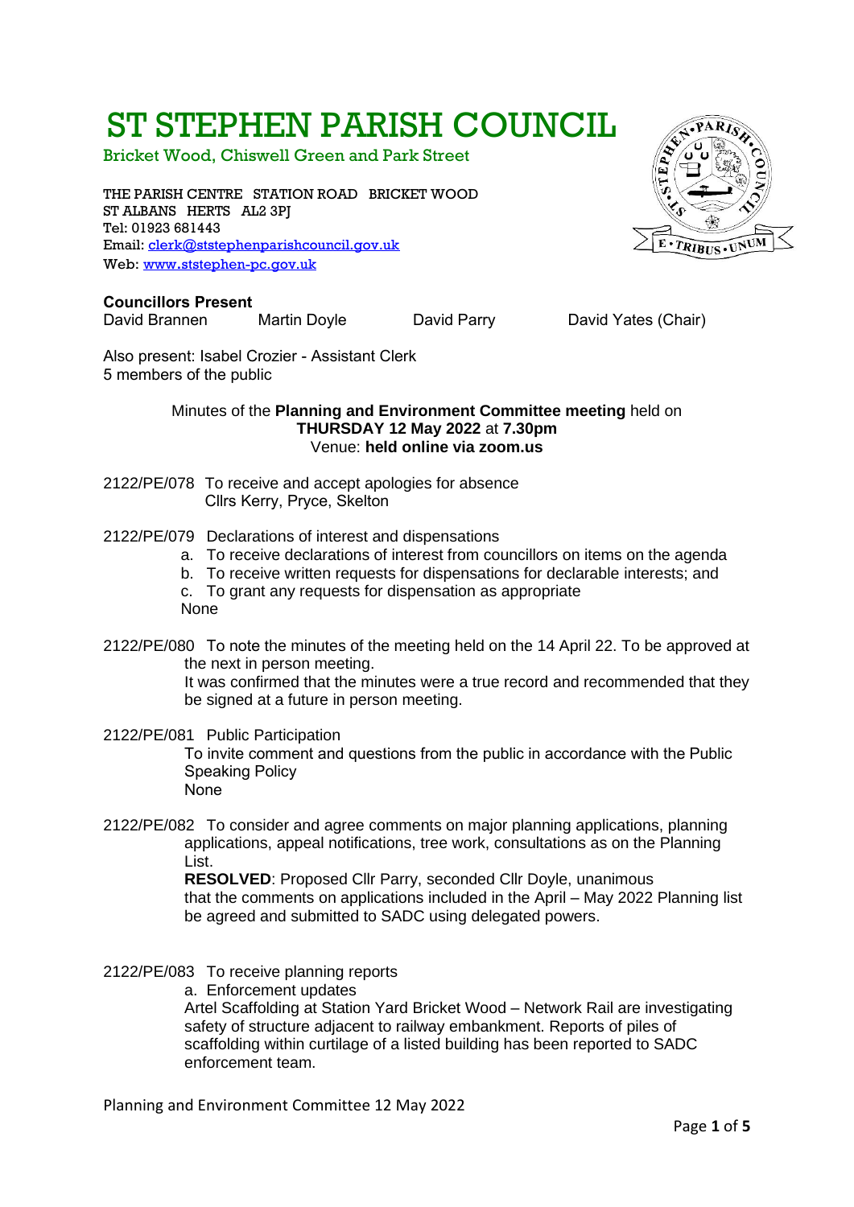# ST STEPHEN PARISH COUNCIL

Bricket Wood, Chiswell Green and Park Street

THE PARISH CENTRE STATION ROAD BRICKET WOOD
ST ALBANS HERTS AL2 3PJ
Tel: 01923 681443
Email: clerk@ststephenparishcouncil.gov.uk
Web: www.ststephen-pc.gov.uk

**Councillors Present**

David Brannen Martin Doyle David Parry David Yates (Chair)

Also present: Isabel Crozier - Assistant Clerk
5 members of the public

Minutes of the **Planning and Environment Committee meeting** held on
**THURSDAY 12 May 2022** at **7.30pm**
Venue: **held online via zoom.us**

2122/PE/078 To receive and accept apologies for absence
Cllrs Kerry, Pryce, Skelton

2122/PE/079 Declarations of interest and dispensations

a. To receive declarations of interest from councillors on items on the agenda
b. To receive written requests for dispensations for declarable interests; and
c. To grant any requests for dispensation as appropriate

None

2122/PE/080 To note the minutes of the meeting held on the 14 April 22. To be approved at the next in person meeting.
It was confirmed that the minutes were a true record and recommended that they be signed at a future in person meeting.

2122/PE/081 Public Participation
To invite comment and questions from the public in accordance with the Public Speaking Policy
None

2122/PE/082 To consider and agree comments on major planning applications, planning applications, appeal notifications, tree work, consultations as on the Planning List.
**RESOLVED**: Proposed Cllr Parry, seconded Cllr Doyle, unanimous
that the comments on applications included in the April – May 2022 Planning list be agreed and submitted to SADC using delegated powers.

2122/PE/083 To receive planning reports

a. Enforcement updates

Artel Scaffolding at Station Yard Bricket Wood – Network Rail are investigating safety of structure adjacent to railway embankment. Reports of piles of scaffolding within curtilage of a listed building has been reported to SADC enforcement team.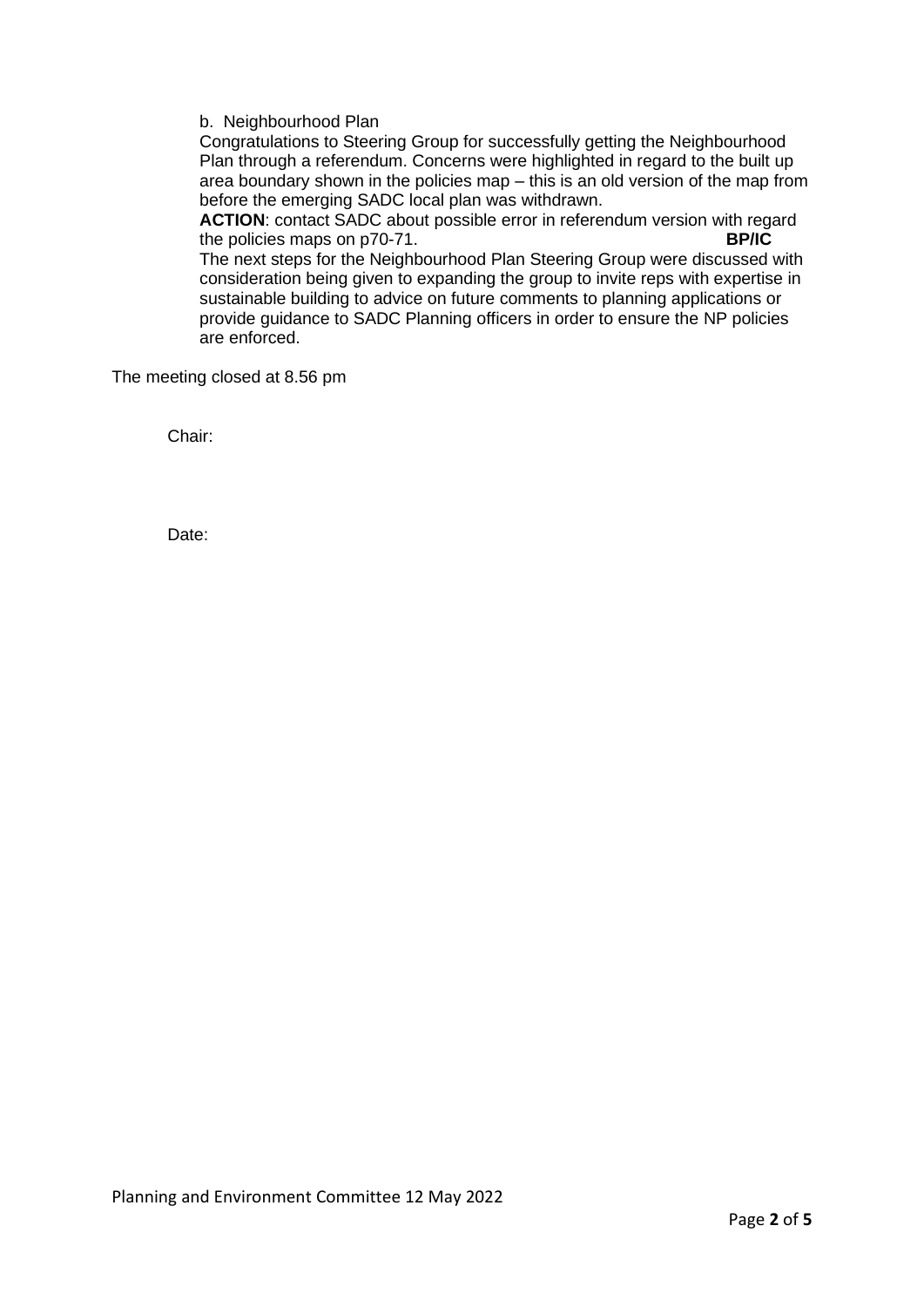b. Neighbourhood Plan

Congratulations to Steering Group for successfully getting the Neighbourhood Plan through a referendum. Concerns were highlighted in regard to the built up area boundary shown in the policies map – this is an old version of the map from before the emerging SADC local plan was withdrawn.

**ACTION**: contact SADC about possible error in referendum version with regard the policies maps on p70-71. **BP/IC**

The next steps for the Neighbourhood Plan Steering Group were discussed with consideration being given to expanding the group to invite reps with expertise in sustainable building to advice on future comments to planning applications or provide guidance to SADC Planning officers in order to ensure the NP policies are enforced.

The meeting closed at 8.56 pm

Chair:

Date:

Planning and Environment Committee 12 May 2022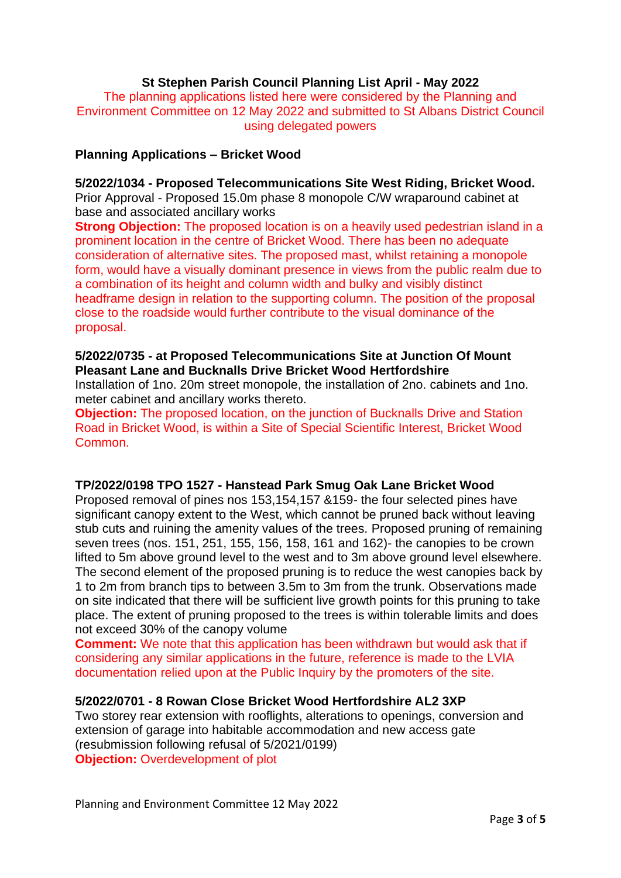# St Stephen Parish Council Planning List April - May 2022

The planning applications listed here were considered by the Planning and Environment Committee on 12 May 2022 and submitted to St Albans District Council using delegated powers

## Planning Applications – Bricket Wood

**5/2022/1034 - Proposed Telecommunications Site West Riding, Bricket Wood.**
Prior Approval - Proposed 15.0m phase 8 monopole C/W wraparound cabinet at base and associated ancillary works
**Strong Objection:** The proposed location is on a heavily used pedestrian island in a prominent location in the centre of Bricket Wood. There has been no adequate consideration of alternative sites. The proposed mast, whilst retaining a monopole form, would have a visually dominant presence in views from the public realm due to a combination of its height and column width and bulky and visibly distinct headframe design in relation to the supporting column. The position of the proposal close to the roadside would further contribute to the visual dominance of the proposal.

**5/2022/0735 - at Proposed Telecommunications Site at Junction Of Mount Pleasant Lane and Bucknalls Drive Bricket Wood Hertfordshire**
Installation of 1no. 20m street monopole, the installation of 2no. cabinets and 1no. meter cabinet and ancillary works thereto.
**Objection:** The proposed location, on the junction of Bucknalls Drive and Station Road in Bricket Wood, is within a Site of Special Scientific Interest, Bricket Wood Common.

**TP/2022/0198 TPO 1527 - Hanstead Park Smug Oak Lane Bricket Wood**
Proposed removal of pines nos 153,154,157 &159- the four selected pines have significant canopy extent to the West, which cannot be pruned back without leaving stub cuts and ruining the amenity values of the trees. Proposed pruning of remaining seven trees (nos. 151, 251, 155, 156, 158, 161 and 162)- the canopies to be crown lifted to 5m above ground level to the west and to 3m above ground level elsewhere. The second element of the proposed pruning is to reduce the west canopies back by 1 to 2m from branch tips to between 3.5m to 3m from the trunk. Observations made on site indicated that there will be sufficient live growth points for this pruning to take place. The extent of pruning proposed to the trees is within tolerable limits and does not exceed 30% of the canopy volume
**Comment:** We note that this application has been withdrawn but would ask that if considering any similar applications in the future, reference is made to the LVIA documentation relied upon at the Public Inquiry by the promoters of the site.

**5/2022/0701 - 8 Rowan Close Bricket Wood Hertfordshire AL2 3XP**
Two storey rear extension with rooflights, alterations to openings, conversion and extension of garage into habitable accommodation and new access gate (resubmission following refusal of 5/2021/0199)
**Objection:** Overdevelopment of plot

Planning and Environment Committee 12 May 2022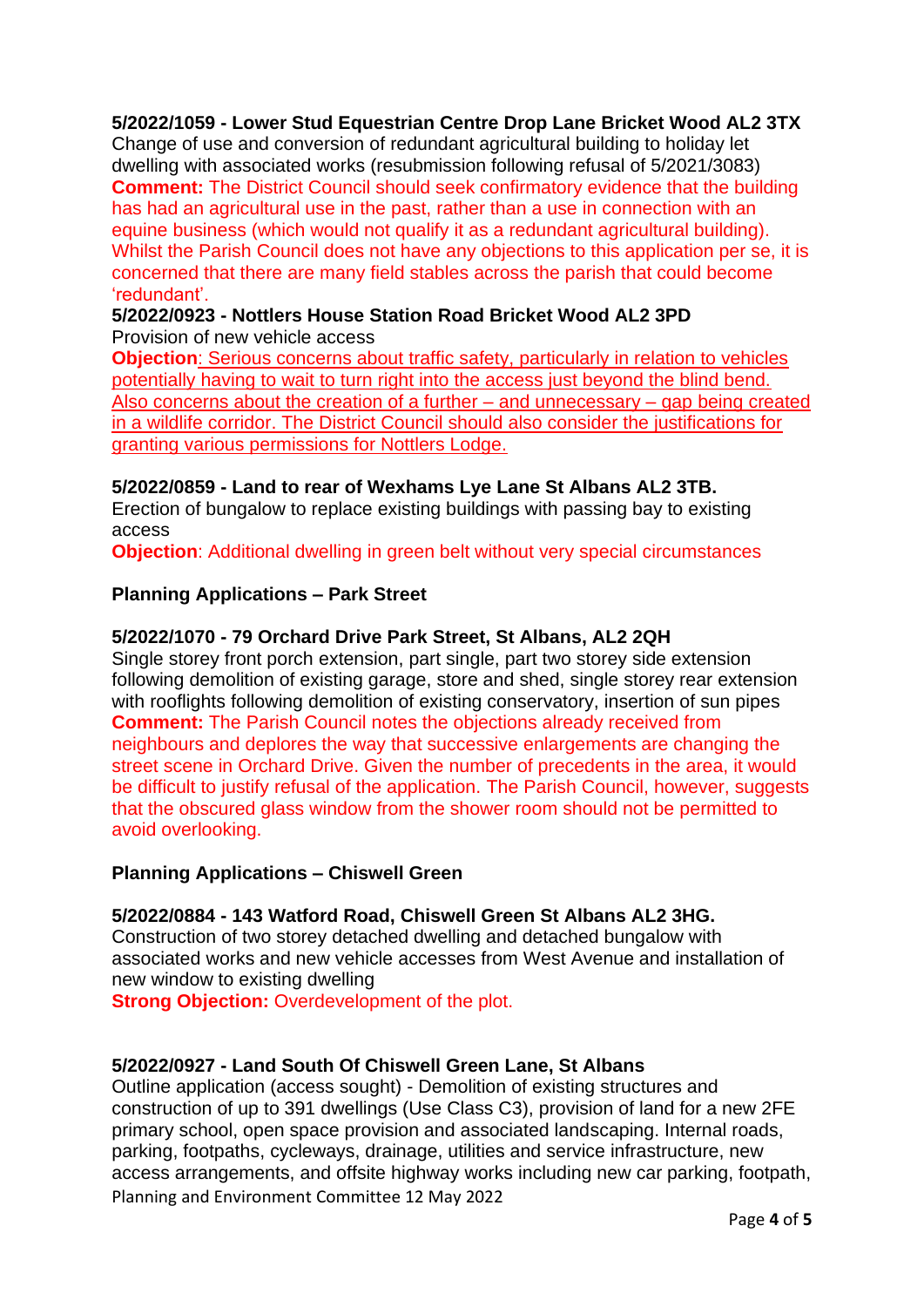**5/2022/1059 - Lower Stud Equestrian Centre Drop Lane Bricket Wood AL2 3TX**
Change of use and conversion of redundant agricultural building to holiday let dwelling with associated works (resubmission following refusal of 5/2021/3083)
**Comment:** The District Council should seek confirmatory evidence that the building has had an agricultural use in the past, rather than a use in connection with an equine business (which would not qualify it as a redundant agricultural building). Whilst the Parish Council does not have any objections to this application per se, it is concerned that there are many field stables across the parish that could become 'redundant'.

**5/2022/0923 - Nottlers House Station Road Bricket Wood AL2 3PD**
Provision of new vehicle access
**Objection**: Serious concerns about traffic safety, particularly in relation to vehicles potentially having to wait to turn right into the access just beyond the blind bend. Also concerns about the creation of a further – and unnecessary – gap being created in a wildlife corridor. The District Council should also consider the justifications for granting various permissions for Nottlers Lodge.

**5/2022/0859 - Land to rear of Wexhams Lye Lane St Albans AL2 3TB.**
Erection of bungalow to replace existing buildings with passing bay to existing access
**Objection**: Additional dwelling in green belt without very special circumstances

**Planning Applications – Park Street**

**5/2022/1070 - 79 Orchard Drive Park Street, St Albans, AL2 2QH**
Single storey front porch extension, part single, part two storey side extension following demolition of existing garage, store and shed, single storey rear extension with rooflights following demolition of existing conservatory, insertion of sun pipes
**Comment:** The Parish Council notes the objections already received from neighbours and deplores the way that successive enlargements are changing the street scene in Orchard Drive. Given the number of precedents in the area, it would be difficult to justify refusal of the application. The Parish Council, however, suggests that the obscured glass window from the shower room should not be permitted to avoid overlooking.

**Planning Applications – Chiswell Green**

**5/2022/0884 - 143 Watford Road, Chiswell Green St Albans AL2 3HG.**
Construction of two storey detached dwelling and detached bungalow with associated works and new vehicle accesses from West Avenue and installation of new window to existing dwelling
**Strong Objection:** Overdevelopment of the plot.

**5/2022/0927 - Land South Of Chiswell Green Lane, St Albans**
Outline application (access sought) - Demolition of existing structures and construction of up to 391 dwellings (Use Class C3), provision of land for a new 2FE primary school, open space provision and associated landscaping. Internal roads, parking, footpaths, cycleways, drainage, utilities and service infrastructure, new access arrangements, and offsite highway works including new car parking, footpath,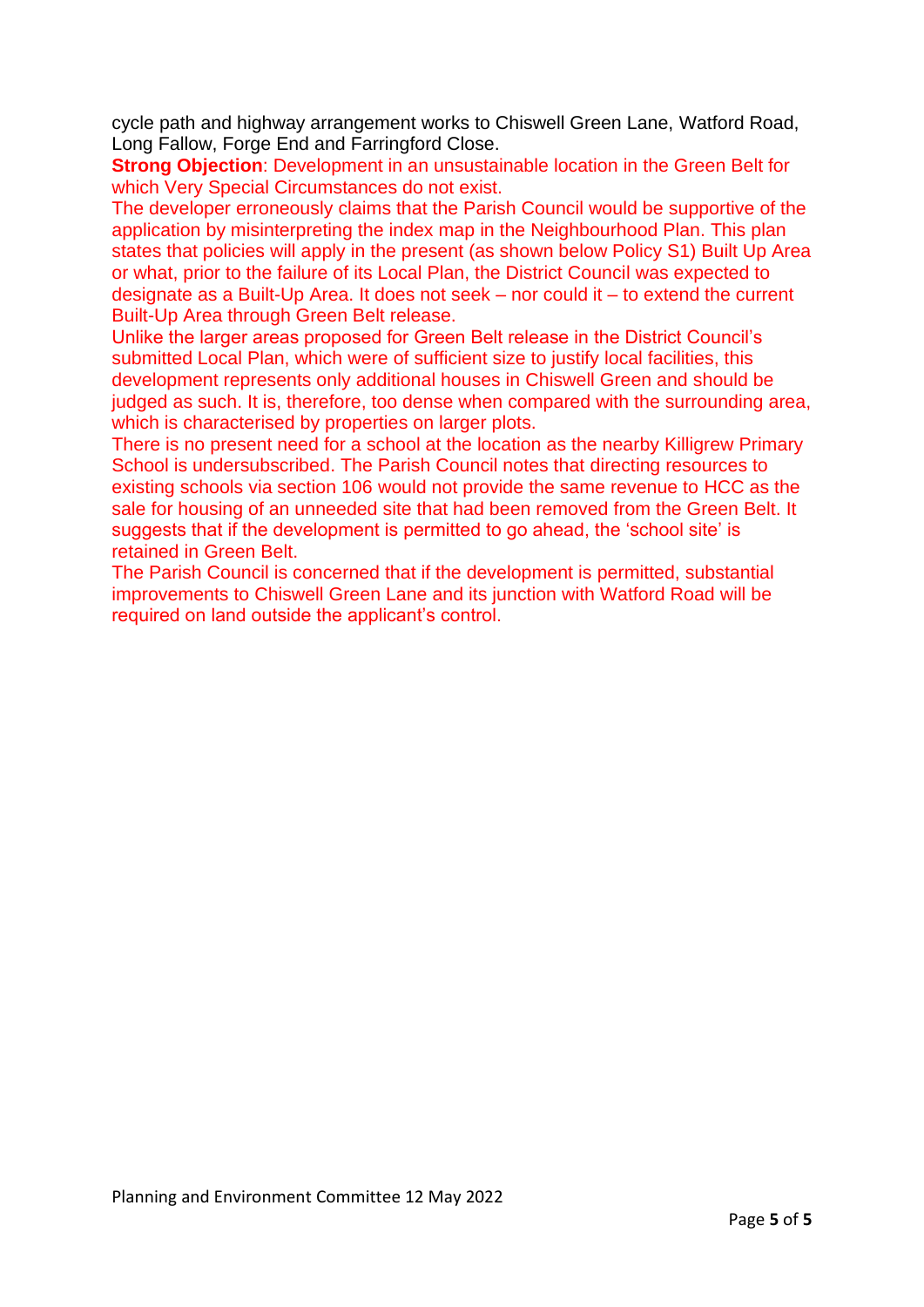cycle path and highway arrangement works to Chiswell Green Lane, Watford Road, Long Fallow, Forge End and Farringford Close.

**Strong Objection**: Development in an unsustainable location in the Green Belt for which Very Special Circumstances do not exist.

The developer erroneously claims that the Parish Council would be supportive of the application by misinterpreting the index map in the Neighbourhood Plan. This plan states that policies will apply in the present (as shown below Policy S1) Built Up Area or what, prior to the failure of its Local Plan, the District Council was expected to designate as a Built-Up Area. It does not seek – nor could it – to extend the current Built-Up Area through Green Belt release.

Unlike the larger areas proposed for Green Belt release in the District Council's submitted Local Plan, which were of sufficient size to justify local facilities, this development represents only additional houses in Chiswell Green and should be judged as such. It is, therefore, too dense when compared with the surrounding area, which is characterised by properties on larger plots.

There is no present need for a school at the location as the nearby Killigrew Primary School is undersubscribed. The Parish Council notes that directing resources to existing schools via section 106 would not provide the same revenue to HCC as the sale for housing of an unneeded site that had been removed from the Green Belt. It suggests that if the development is permitted to go ahead, the 'school site' is retained in Green Belt.

The Parish Council is concerned that if the development is permitted, substantial improvements to Chiswell Green Lane and its junction with Watford Road will be required on land outside the applicant's control.